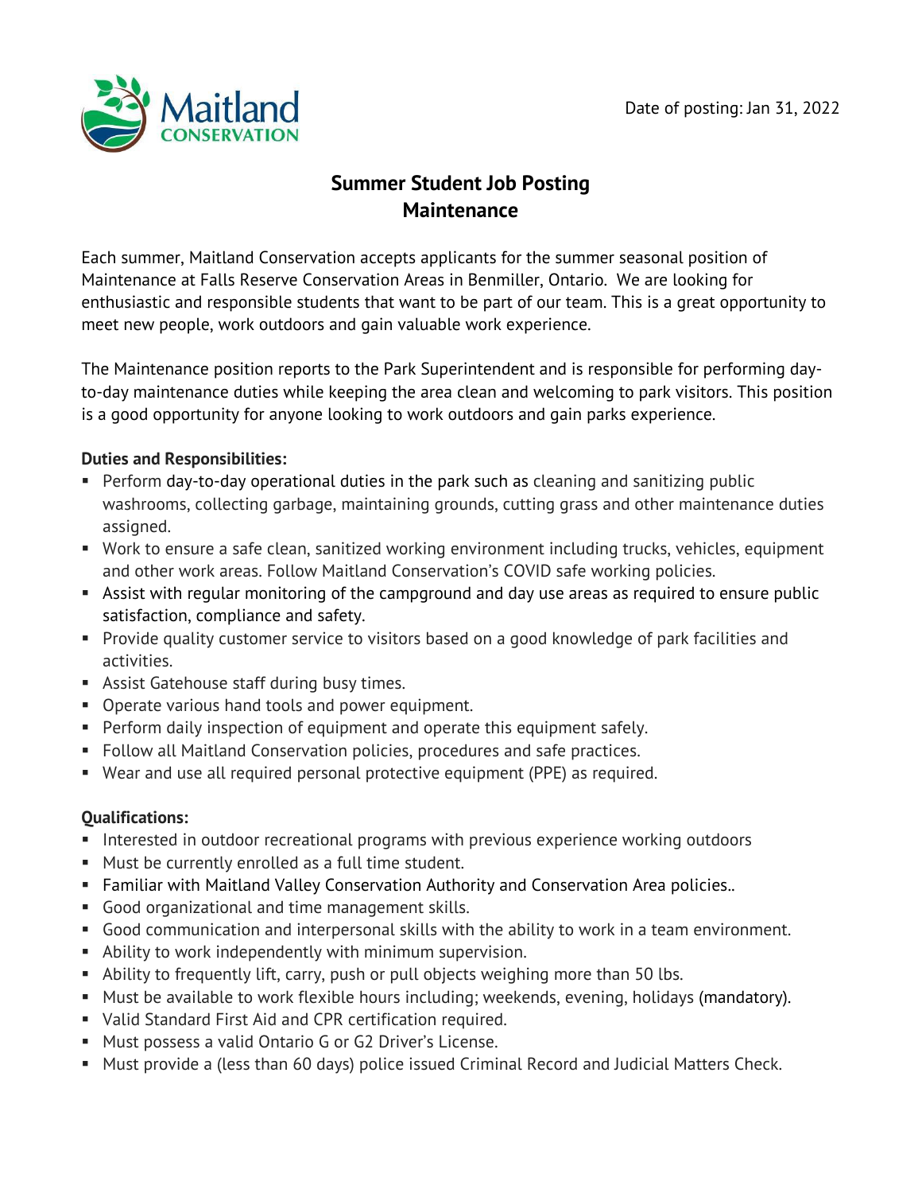Date of posting: Jan 31, 2022

# Summer Student Job Posting
## Maintenance

Each summer, Maitland Conservation accepts applicants for the summer seasonal position of Maintenance at Falls Reserve Conservation Areas in Benmiller, Ontario. We are looking for enthusiastic and responsible students that want to be part of our team. This is a great opportunity to meet new people, work outdoors and gain valuable work experience.

The Maintenance position reports to the Park Superintendent and is responsible for performing day-to-day maintenance duties while keeping the area clean and welcoming to park visitors. This position is a good opportunity for anyone looking to work outdoors and gain parks experience.

**Duties and Responsibilities:**

- Perform day-to-day operational duties in the park such as cleaning and sanitizing public washrooms, collecting garbage, maintaining grounds, cutting grass and other maintenance duties assigned.
- Work to ensure a safe clean, sanitized working environment including trucks, vehicles, equipment and other work areas. Follow Maitland Conservation's COVID safe working policies.
- Assist with regular monitoring of the campground and day use areas as required to ensure public satisfaction, compliance and safety.
- Provide quality customer service to visitors based on a good knowledge of park facilities and activities.
- Assist Gatehouse staff during busy times.
- Operate various hand tools and power equipment.
- Perform daily inspection of equipment and operate this equipment safely.
- Follow all Maitland Conservation policies, procedures and safe practices.
- Wear and use all required personal protective equipment (PPE) as required.

**Qualifications:**

- Interested in outdoor recreational programs with previous experience working outdoors
- Must be currently enrolled as a full time student.
- Familiar with Maitland Valley Conservation Authority and Conservation Area policies..
- Good organizational and time management skills.
- Good communication and interpersonal skills with the ability to work in a team environment.
- Ability to work independently with minimum supervision.
- Ability to frequently lift, carry, push or pull objects weighing more than 50 lbs.
- Must be available to work flexible hours including; weekends, evening, holidays (mandatory).
- Valid Standard First Aid and CPR certification required.
- Must possess a valid Ontario G or G2 Driver's License.
- Must provide a (less than 60 days) police issued Criminal Record and Judicial Matters Check.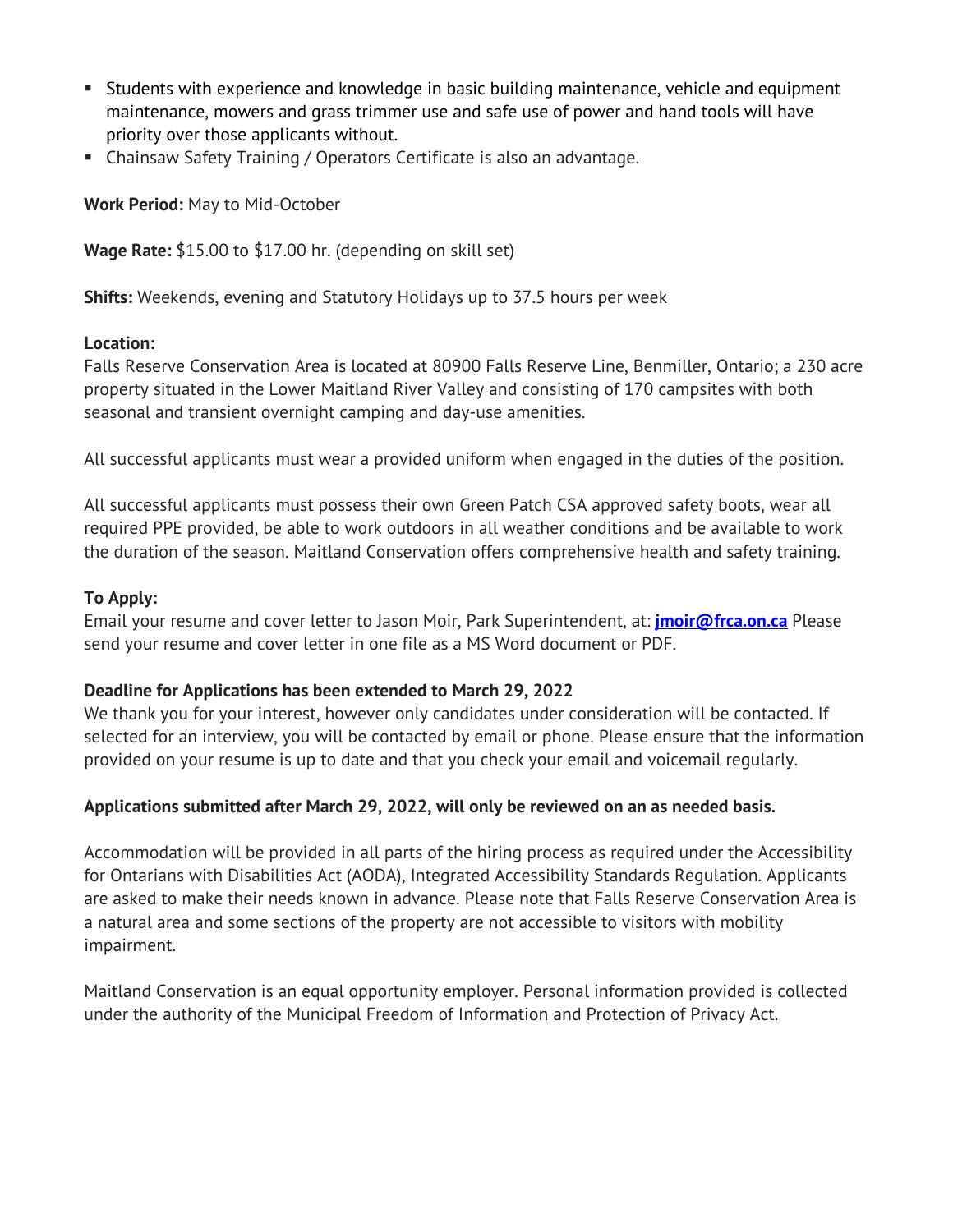- Students with experience and knowledge in basic building maintenance, vehicle and equipment maintenance, mowers and grass trimmer use and safe use of power and hand tools will have priority over those applicants without.
- Chainsaw Safety Training / Operators Certificate is also an advantage.

**Work Period:** May to Mid-October

**Wage Rate:** $15.00 to $17.00 hr. (depending on skill set)

**Shifts:** Weekends, evening and Statutory Holidays up to 37.5 hours per week

**Location:**
Falls Reserve Conservation Area is located at 80900 Falls Reserve Line, Benmiller, Ontario; a 230 acre property situated in the Lower Maitland River Valley and consisting of 170 campsites with both seasonal and transient overnight camping and day-use amenities.

All successful applicants must wear a provided uniform when engaged in the duties of the position.

All successful applicants must possess their own Green Patch CSA approved safety boots, wear all required PPE provided, be able to work outdoors in all weather conditions and be available to work the duration of the season. Maitland Conservation offers comprehensive health and safety training.

**To Apply:**
Email your resume and cover letter to Jason Moir, Park Superintendent, at: **jmoir@frca.on.ca** Please send your resume and cover letter in one file as a MS Word document or PDF.

**Deadline for Applications has been extended to March 29, 2022**
We thank you for your interest, however only candidates under consideration will be contacted. If selected for an interview, you will be contacted by email or phone. Please ensure that the information provided on your resume is up to date and that you check your email and voicemail regularly.

**Applications submitted after March 29, 2022, will only be reviewed on an as needed basis.**

Accommodation will be provided in all parts of the hiring process as required under the Accessibility for Ontarians with Disabilities Act (AODA), Integrated Accessibility Standards Regulation. Applicants are asked to make their needs known in advance. Please note that Falls Reserve Conservation Area is a natural area and some sections of the property are not accessible to visitors with mobility impairment.

Maitland Conservation is an equal opportunity employer. Personal information provided is collected under the authority of the Municipal Freedom of Information and Protection of Privacy Act.